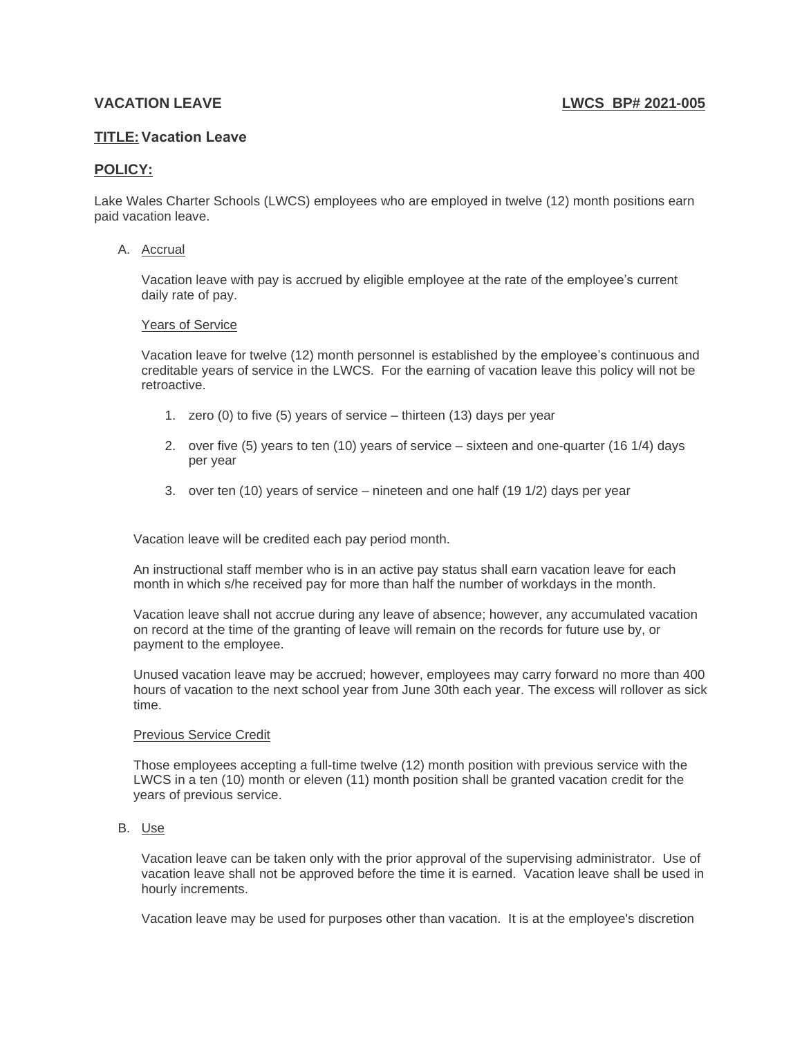**VACATION LEAVE** **LWCS BP# 2021-005**

**TITLE: Vacation Leave**

**POLICY:**

Lake Wales Charter Schools (LWCS) employees who are employed in twelve (12) month positions earn paid vacation leave.

A. Accrual

Vacation leave with pay is accrued by eligible employee at the rate of the employee's current daily rate of pay.

Years of Service

Vacation leave for twelve (12) month personnel is established by the employee's continuous and creditable years of service in the LWCS. For the earning of vacation leave this policy will not be retroactive.

1. zero (0) to five (5) years of service – thirteen (13) days per year
2. over five (5) years to ten (10) years of service – sixteen and one-quarter (16 1/4) days per year
3. over ten (10) years of service – nineteen and one half (19 1/2) days per year

Vacation leave will be credited each pay period month.

An instructional staff member who is in an active pay status shall earn vacation leave for each month in which s/he received pay for more than half the number of workdays in the month.

Vacation leave shall not accrue during any leave of absence; however, any accumulated vacation on record at the time of the granting of leave will remain on the records for future use by, or payment to the employee.

Unused vacation leave may be accrued; however, employees may carry forward no more than 400 hours of vacation to the next school year from June 30th each year. The excess will rollover as sick time.

Previous Service Credit

Those employees accepting a full-time twelve (12) month position with previous service with the LWCS in a ten (10) month or eleven (11) month position shall be granted vacation credit for the years of previous service.

B. Use

Vacation leave can be taken only with the prior approval of the supervising administrator. Use of vacation leave shall not be approved before the time it is earned. Vacation leave shall be used in hourly increments.

Vacation leave may be used for purposes other than vacation. It is at the employee's discretion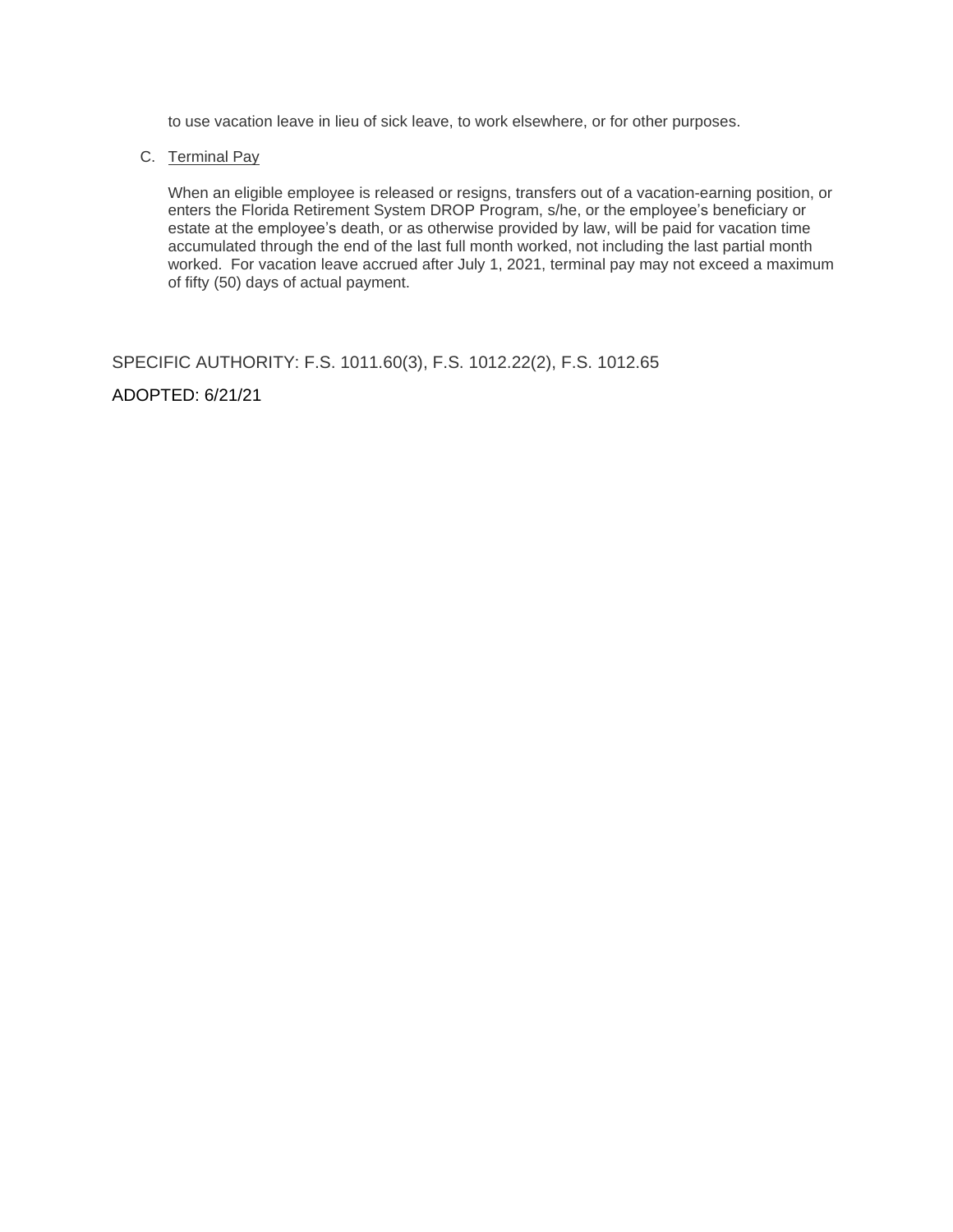to use vacation leave in lieu of sick leave, to work elsewhere, or for other purposes.

C. Terminal Pay

When an eligible employee is released or resigns, transfers out of a vacation-earning position, or enters the Florida Retirement System DROP Program, s/he, or the employee's beneficiary or estate at the employee's death, or as otherwise provided by law, will be paid for vacation time accumulated through the end of the last full month worked, not including the last partial month worked. For vacation leave accrued after July 1, 2021, terminal pay may not exceed a maximum of fifty (50) days of actual payment.

SPECIFIC AUTHORITY: F.S. 1011.60(3), F.S. 1012.22(2), F.S. 1012.65

ADOPTED: 6/21/21